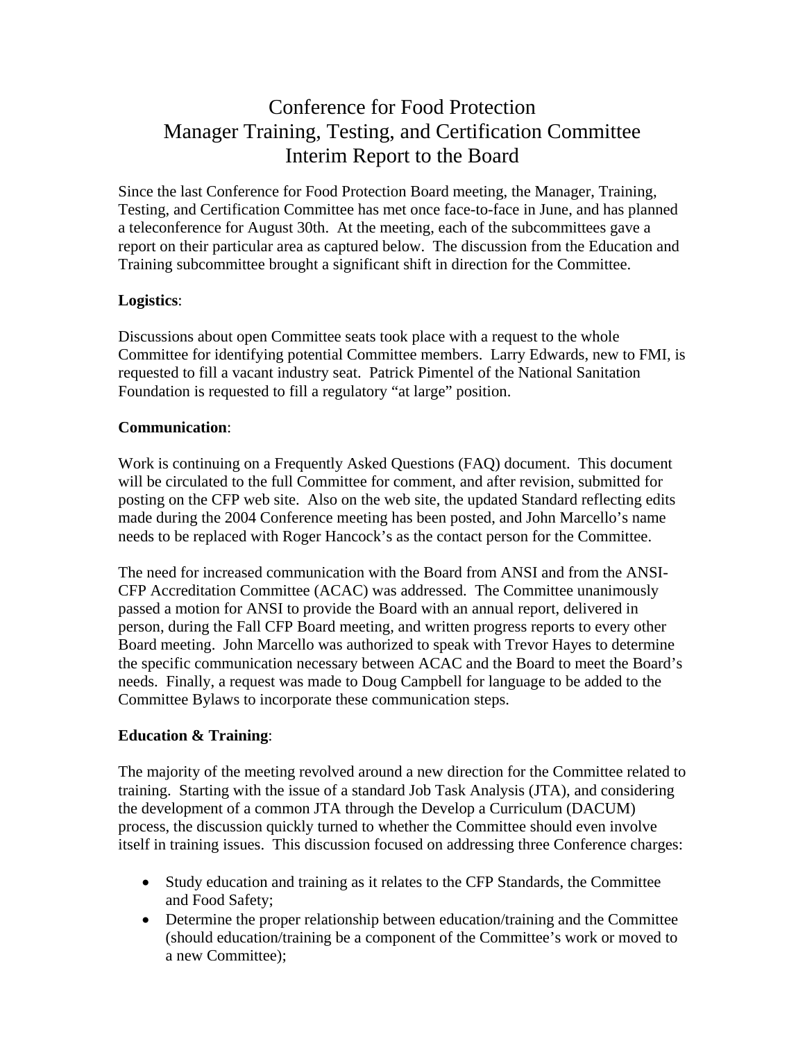# Conference for Food Protection
# Manager Training, Testing, and Certification Committee
# Interim Report to the Board

Since the last Conference for Food Protection Board meeting, the Manager, Training, Testing, and Certification Committee has met once face-to-face in June, and has planned a teleconference for August 30th. At the meeting, each of the subcommittees gave a report on their particular area as captured below. The discussion from the Education and Training subcommittee brought a significant shift in direction for the Committee.

**Logistics**:

Discussions about open Committee seats took place with a request to the whole Committee for identifying potential Committee members. Larry Edwards, new to FMI, is requested to fill a vacant industry seat. Patrick Pimentel of the National Sanitation Foundation is requested to fill a regulatory "at large" position.

**Communication**:

Work is continuing on a Frequently Asked Questions (FAQ) document. This document will be circulated to the full Committee for comment, and after revision, submitted for posting on the CFP web site. Also on the web site, the updated Standard reflecting edits made during the 2004 Conference meeting has been posted, and John Marcello's name needs to be replaced with Roger Hancock's as the contact person for the Committee.

The need for increased communication with the Board from ANSI and from the ANSI-CFP Accreditation Committee (ACAC) was addressed. The Committee unanimously passed a motion for ANSI to provide the Board with an annual report, delivered in person, during the Fall CFP Board meeting, and written progress reports to every other Board meeting. John Marcello was authorized to speak with Trevor Hayes to determine the specific communication necessary between ACAC and the Board to meet the Board's needs. Finally, a request was made to Doug Campbell for language to be added to the Committee Bylaws to incorporate these communication steps.

**Education & Training**:

The majority of the meeting revolved around a new direction for the Committee related to training. Starting with the issue of a standard Job Task Analysis (JTA), and considering the development of a common JTA through the Develop a Curriculum (DACUM) process, the discussion quickly turned to whether the Committee should even involve itself in training issues. This discussion focused on addressing three Conference charges:

- Study education and training as it relates to the CFP Standards, the Committee and Food Safety;
- Determine the proper relationship between education/training and the Committee (should education/training be a component of the Committee's work or moved to a new Committee);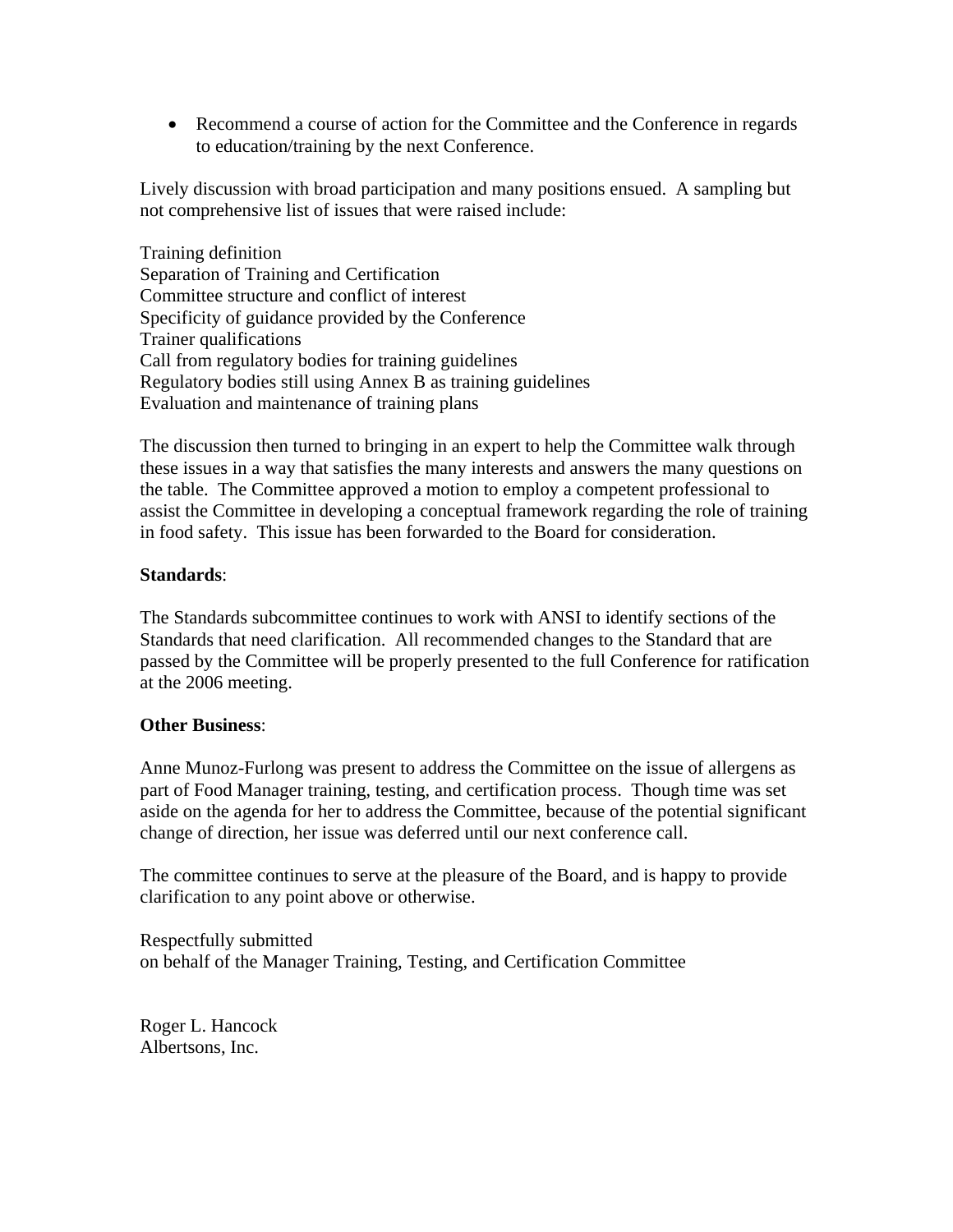- Recommend a course of action for the Committee and the Conference in regards to education/training by the next Conference.

Lively discussion with broad participation and many positions ensued. A sampling but not comprehensive list of issues that were raised include:

Training definition
Separation of Training and Certification
Committee structure and conflict of interest
Specificity of guidance provided by the Conference
Trainer qualifications
Call from regulatory bodies for training guidelines
Regulatory bodies still using Annex B as training guidelines
Evaluation and maintenance of training plans

The discussion then turned to bringing in an expert to help the Committee walk through these issues in a way that satisfies the many interests and answers the many questions on the table. The Committee approved a motion to employ a competent professional to assist the Committee in developing a conceptual framework regarding the role of training in food safety. This issue has been forwarded to the Board for consideration.

**Standards**:

The Standards subcommittee continues to work with ANSI to identify sections of the Standards that need clarification. All recommended changes to the Standard that are passed by the Committee will be properly presented to the full Conference for ratification at the 2006 meeting.

**Other Business**:

Anne Munoz-Furlong was present to address the Committee on the issue of allergens as part of Food Manager training, testing, and certification process. Though time was set aside on the agenda for her to address the Committee, because of the potential significant change of direction, her issue was deferred until our next conference call.

The committee continues to serve at the pleasure of the Board, and is happy to provide clarification to any point above or otherwise.

Respectfully submitted
on behalf of the Manager Training, Testing, and Certification Committee

Roger L. Hancock
Albertsons, Inc.